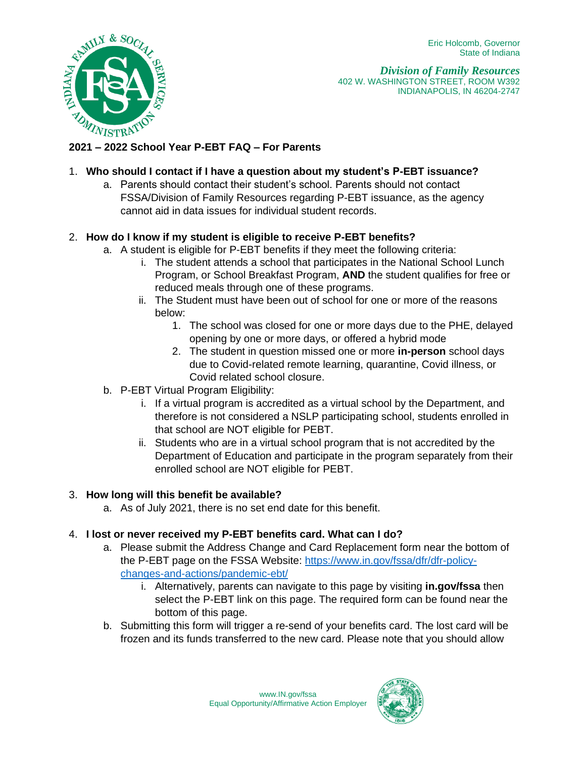Eric Holcomb, Governor
State of Indiana

*Division of Family Resources*
402 W. WASHINGTON STREET, ROOM W392
INDIANAPOLIS, IN 46204-2747

**2021 – 2022 School Year P-EBT FAQ – For Parents**

1. **Who should I contact if I have a question about my student's P-EBT issuance?**
   a. Parents should contact their student's school. Parents should not contact FSSA/Division of Family Resources regarding P-EBT issuance, as the agency cannot aid in data issues for individual student records.

2. **How do I know if my student is eligible to receive P-EBT benefits?**
   a. A student is eligible for P-EBT benefits if they meet the following criteria:
      i. The student attends a school that participates in the National School Lunch Program, or School Breakfast Program, **AND** the student qualifies for free or reduced meals through one of these programs.
      ii. The Student must have been out of school for one or more of the reasons below:
         1. The school was closed for one or more days due to the PHE, delayed opening by one or more days, or offered a hybrid mode
         2. The student in question missed one or more **in-person** school days due to Covid-related remote learning, quarantine, Covid illness, or Covid related school closure.

   b. P-EBT Virtual Program Eligibility:
      i. If a virtual program is accredited as a virtual school by the Department, and therefore is not considered a NSLP participating school, students enrolled in that school are NOT eligible for PEBT.
      ii. Students who are in a virtual school program that is not accredited by the Department of Education and participate in the program separately from their enrolled school are NOT eligible for PEBT.

3. **How long will this benefit be available?**
   a. As of July 2021, there is no set end date for this benefit.

4. **I lost or never received my P-EBT benefits card. What can I do?**
   a. Please submit the Address Change and Card Replacement form near the bottom of the P-EBT page on the FSSA Website: [https://www.in.gov/fssa/dfr/dfr-policy-changes-and-actions/pandemic-ebt/](https://www.in.gov/fssa/dfr/dfr-policy-changes-and-actions/pandemic-ebt/)
      i. Alternatively, parents can navigate to this page by visiting **in.gov/fssa** then select the P-EBT link on this page. The required form can be found near the bottom of this page.

   b. Submitting this form will trigger a re-send of your benefits card. The lost card will be frozen and its funds transferred to the new card. Please note that you should allow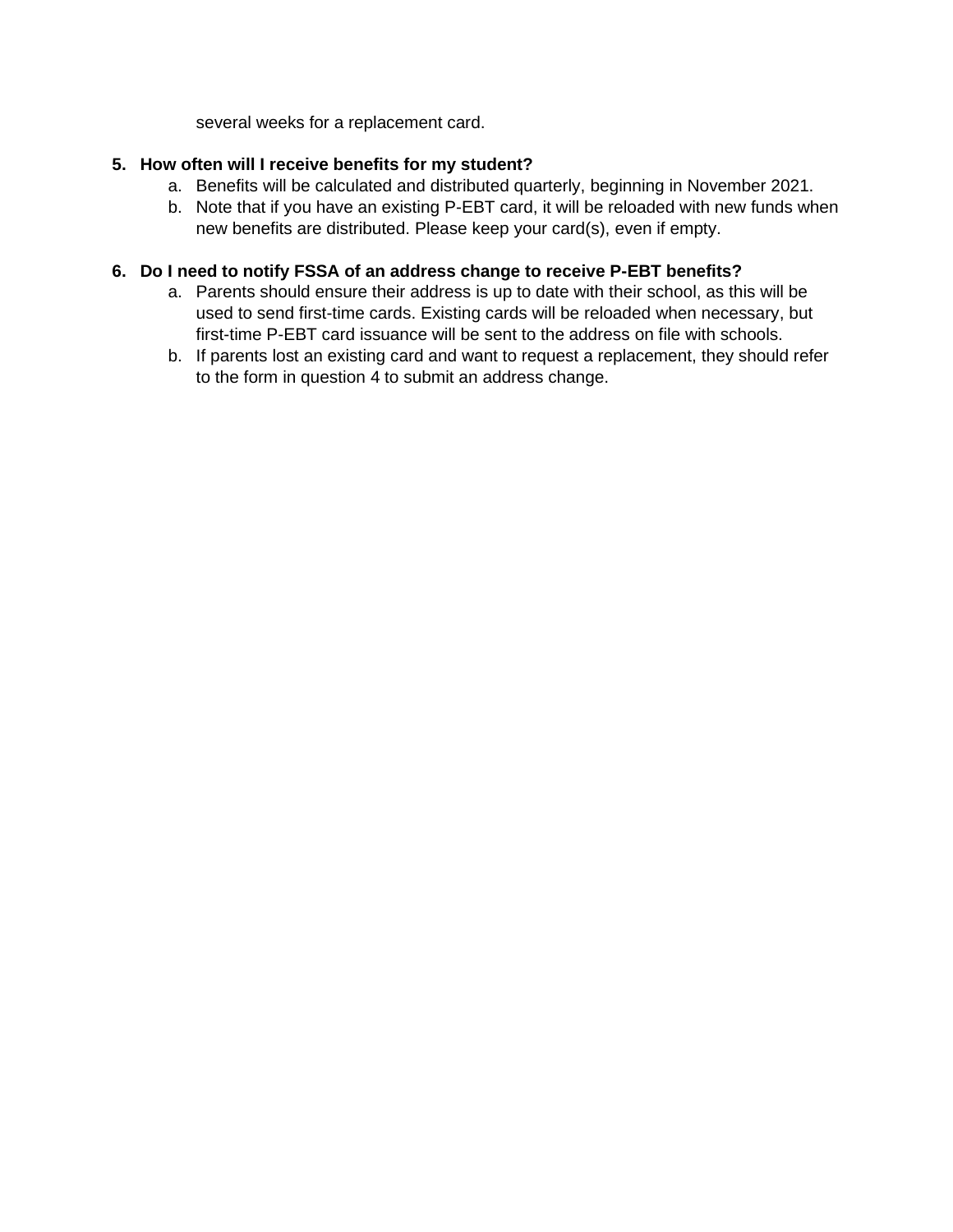several weeks for a replacement card.

5. **How often will I receive benefits for my student?**
   a. Benefits will be calculated and distributed quarterly, beginning in November 2021.
   b. Note that if you have an existing P-EBT card, it will be reloaded with new funds when new benefits are distributed. Please keep your card(s), even if empty.

6. **Do I need to notify FSSA of an address change to receive P-EBT benefits?**
   a. Parents should ensure their address is up to date with their school, as this will be used to send first-time cards. Existing cards will be reloaded when necessary, but first-time P-EBT card issuance will be sent to the address on file with schools.
   b. If parents lost an existing card and want to request a replacement, they should refer to the form in question 4 to submit an address change.